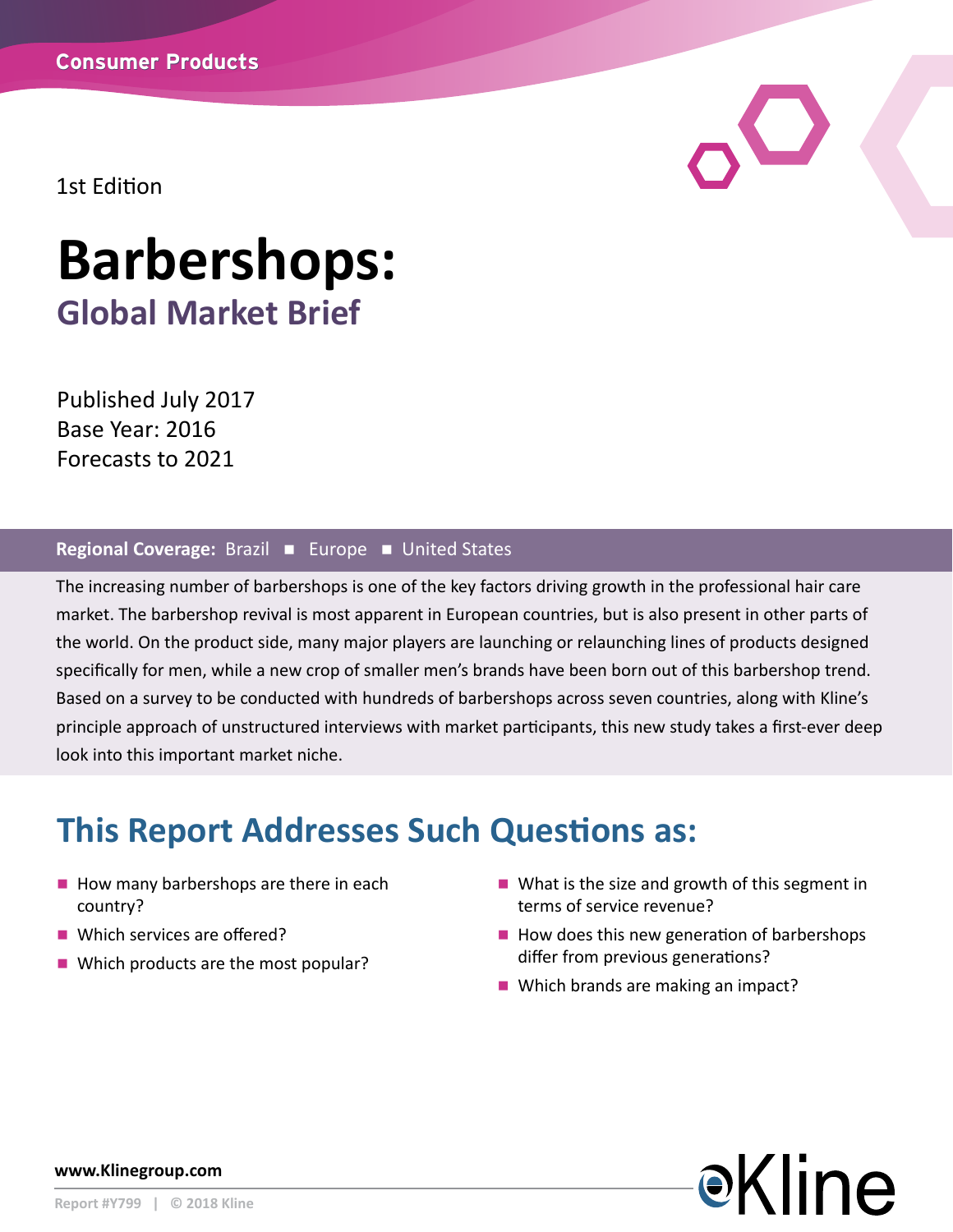Consumer Products

1st Edition

# Barbershops:

## Global Market Brief

Published July 2017
Base Year: 2016
Forecasts to 2021

**Regional Coverage:** Brazil ■ Europe ■ United States

The increasing number of barbershops is one of the key factors driving growth in the professional hair care market. The barbershop revival is most apparent in European countries, but is also present in other parts of the world. On the product side, many major players are launching or relaunching lines of products designed specifically for men, while a new crop of smaller men's brands have been born out of this barbershop trend. Based on a survey to be conducted with hundreds of barbershops across seven countries, along with Kline's principle approach of unstructured interviews with market participants, this new study takes a first-ever deep look into this important market niche.

## This Report Addresses Such Questions as:

- How many barbershops are there in each country?
- Which services are offered?
- Which products are the most popular?
- What is the size and growth of this segment in terms of service revenue?
- How does this new generation of barbershops differ from previous generations?
- Which brands are making an impact?

**www.Klinegroup.com**

Report #Y799 | © 2018 Kline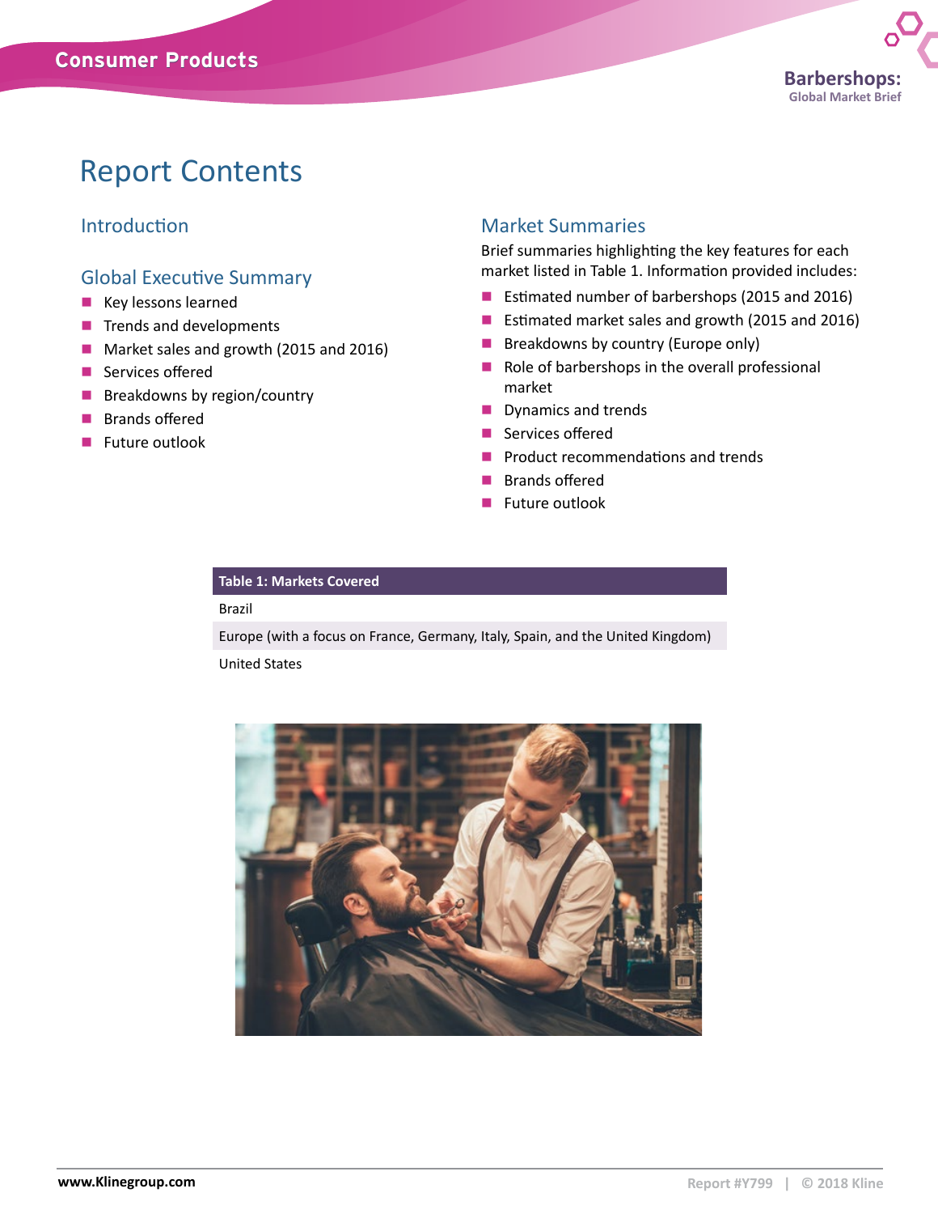# Report Contents

## Introduction

## Global Executive Summary

- Key lessons learned
- Trends and developments
- Market sales and growth (2015 and 2016)
- Services offered
- Breakdowns by region/country
- Brands offered
- Future outlook

## Market Summaries

Brief summaries highlighting the key features for each market listed in Table 1. Information provided includes:

- Estimated number of barbershops (2015 and 2016)
- Estimated market sales and growth (2015 and 2016)
- Breakdowns by country (Europe only)
- Role of barbershops in the overall professional market
- Dynamics and trends
- Services offered
- Product recommendations and trends
- Brands offered
- Future outlook

| Table 1: Markets Covered |
| --- |
| Brazil |
| Europe (with a focus on France, Germany, Italy, Spain, and the United Kingdom) |
| United States |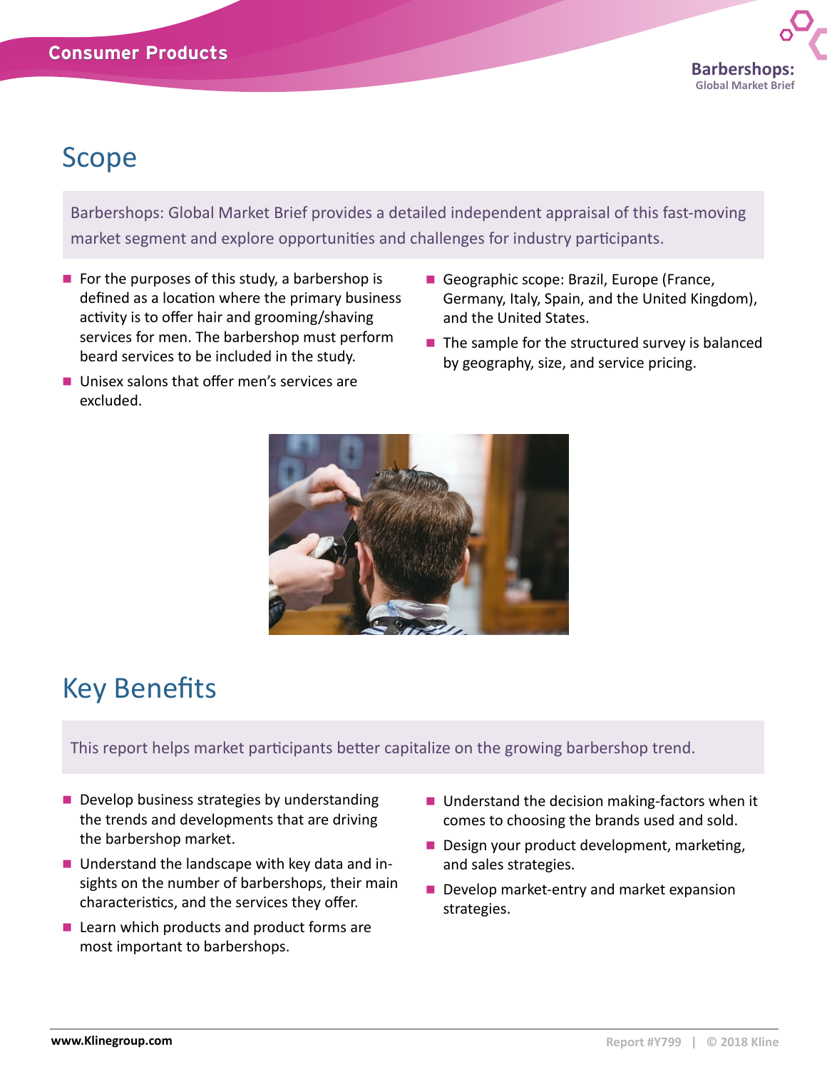## Scope

Barbershops: Global Market Brief provides a detailed independent appraisal of this fast-moving market segment and explore opportunities and challenges for industry participants.

- For the purposes of this study, a barbershop is defined as a location where the primary business activity is to offer hair and grooming/shaving services for men. The barbershop must perform beard services to be included in the study.
- Unisex salons that offer men's services are excluded.
- Geographic scope: Brazil, Europe (France, Germany, Italy, Spain, and the United Kingdom), and the United States.
- The sample for the structured survey is balanced by geography, size, and service pricing.

## Key Benefits

This report helps market participants better capitalize on the growing barbershop trend.

- Develop business strategies by understanding the trends and developments that are driving the barbershop market.
- Understand the landscape with key data and insights on the number of barbershops, their main characteristics, and the services they offer.
- Learn which products and product forms are most important to barbershops.
- Understand the decision making-factors when it comes to choosing the brands used and sold.
- Design your product development, marketing, and sales strategies.
- Develop market-entry and market expansion strategies.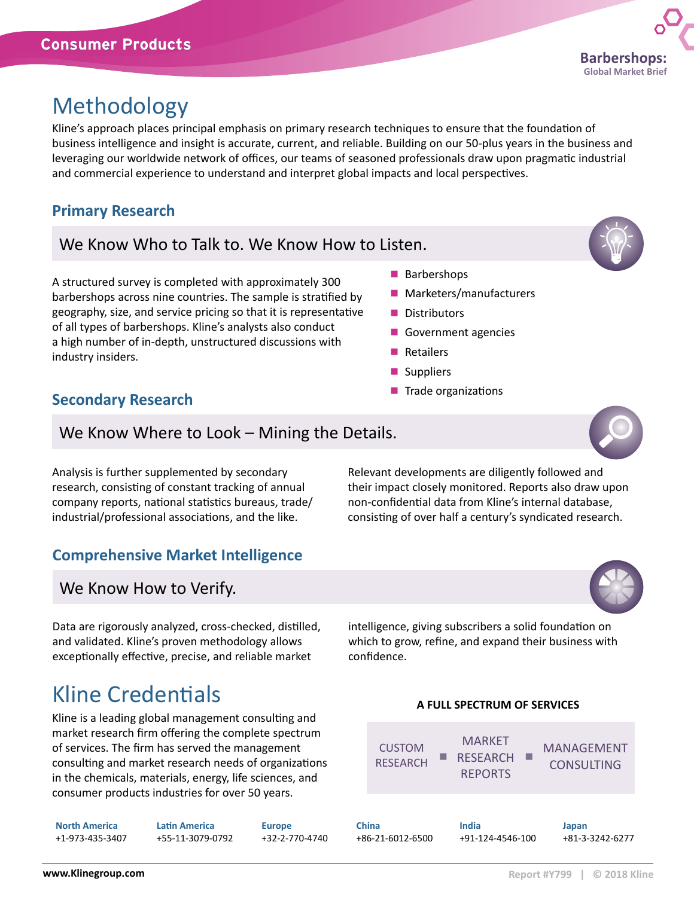# Methodology

Kline's approach places principal emphasis on primary research techniques to ensure that the foundation of business intelligence and insight is accurate, current, and reliable. Building on our 50-plus years in the business and leveraging our worldwide network of offices, our teams of seasoned professionals draw upon pragmatic industrial and commercial experience to understand and interpret global impacts and local perspectives.

## Primary Research

### We Know Who to Talk to. We Know How to Listen.

A structured survey is completed with approximately 300 barbershops across nine countries. The sample is stratified by geography, size, and service pricing so that it is representative of all types of barbershops. Kline's analysts also conduct a high number of in-depth, unstructured discussions with industry insiders.

- Barbershops
- Marketers/manufacturers
- Distributors
- Government agencies
- Retailers
- Suppliers
- Trade organizations

## Secondary Research

### We Know Where to Look – Mining the Details.

Analysis is further supplemented by secondary research, consisting of constant tracking of annual company reports, national statistics bureaus, trade/industrial/professional associations, and the like.

Relevant developments are diligently followed and their impact closely monitored. Reports also draw upon non-confidential data from Kline's internal database, consisting of over half a century's syndicated research.

## Comprehensive Market Intelligence

### We Know How to Verify.

Data are rigorously analyzed, cross-checked, distilled, and validated. Kline's proven methodology allows exceptionally effective, precise, and reliable market intelligence, giving subscribers a solid foundation on which to grow, refine, and expand their business with confidence.

# Kline Credentials

Kline is a leading global management consulting and market research firm offering the complete spectrum of services. The firm has served the management consulting and market research needs of organizations in the chemicals, materials, energy, life sciences, and consumer products industries for over 50 years.

**A FULL SPECTRUM OF SERVICES**

CUSTOM RESEARCH ▪ MARKET RESEARCH REPORTS ▪ MANAGEMENT CONSULTING

| North America | Latin America | Europe | China | India | Japan |
|---|---|---|---|---|---|
| +1-973-435-3407 | +55-11-3079-0792 | +32-2-770-4740 | +86-21-6012-6500 | +91-124-4546-100 | +81-3-3242-6277 |

www.Klinegroup.com

Report #Y799 | © 2018 Kline